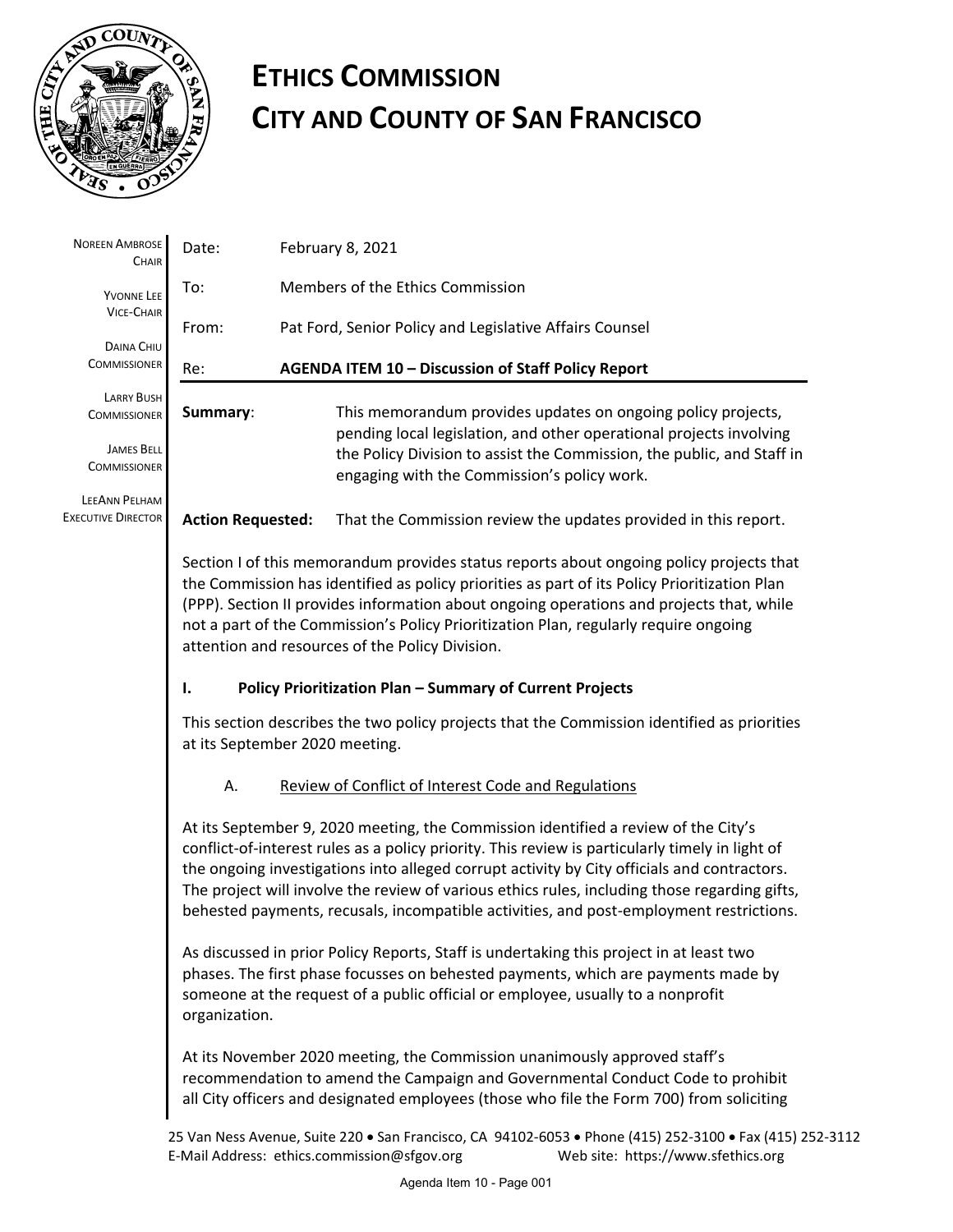# ETHICS COMMISSION
# CITY AND COUNTY OF SAN FRANCISCO

NOREEN AMBROSE
CHAIR

YVONNE LEE
VICE-CHAIR

DAINA CHIU
COMMISSIONER

LARRY BUSH
COMMISSIONER

JAMES BELL
COMMISSIONER

LEEANN PELHAM
EXECUTIVE DIRECTOR

Date: February 8, 2021

To: Members of the Ethics Commission

From: Pat Ford, Senior Policy and Legislative Affairs Counsel

Re: **AGENDA ITEM 10 – Discussion of Staff Policy Report**

**Summary**: This memorandum provides updates on ongoing policy projects, pending local legislation, and other operational projects involving the Policy Division to assist the Commission, the public, and Staff in engaging with the Commission's policy work.

**Action Requested:** That the Commission review the updates provided in this report.

Section I of this memorandum provides status reports about ongoing policy projects that the Commission has identified as policy priorities as part of its Policy Prioritization Plan (PPP). Section II provides information about ongoing operations and projects that, while not a part of the Commission's Policy Prioritization Plan, regularly require ongoing attention and resources of the Policy Division.

## I. Policy Prioritization Plan – Summary of Current Projects

This section describes the two policy projects that the Commission identified as priorities at its September 2020 meeting.

### A. Review of Conflict of Interest Code and Regulations

At its September 9, 2020 meeting, the Commission identified a review of the City's conflict-of-interest rules as a policy priority. This review is particularly timely in light of the ongoing investigations into alleged corrupt activity by City officials and contractors. The project will involve the review of various ethics rules, including those regarding gifts, behested payments, recusals, incompatible activities, and post-employment restrictions.

As discussed in prior Policy Reports, Staff is undertaking this project in at least two phases. The first phase focusses on behested payments, which are payments made by someone at the request of a public official or employee, usually to a nonprofit organization.

At its November 2020 meeting, the Commission unanimously approved staff's recommendation to amend the Campaign and Governmental Conduct Code to prohibit all City officers and designated employees (those who file the Form 700) from soliciting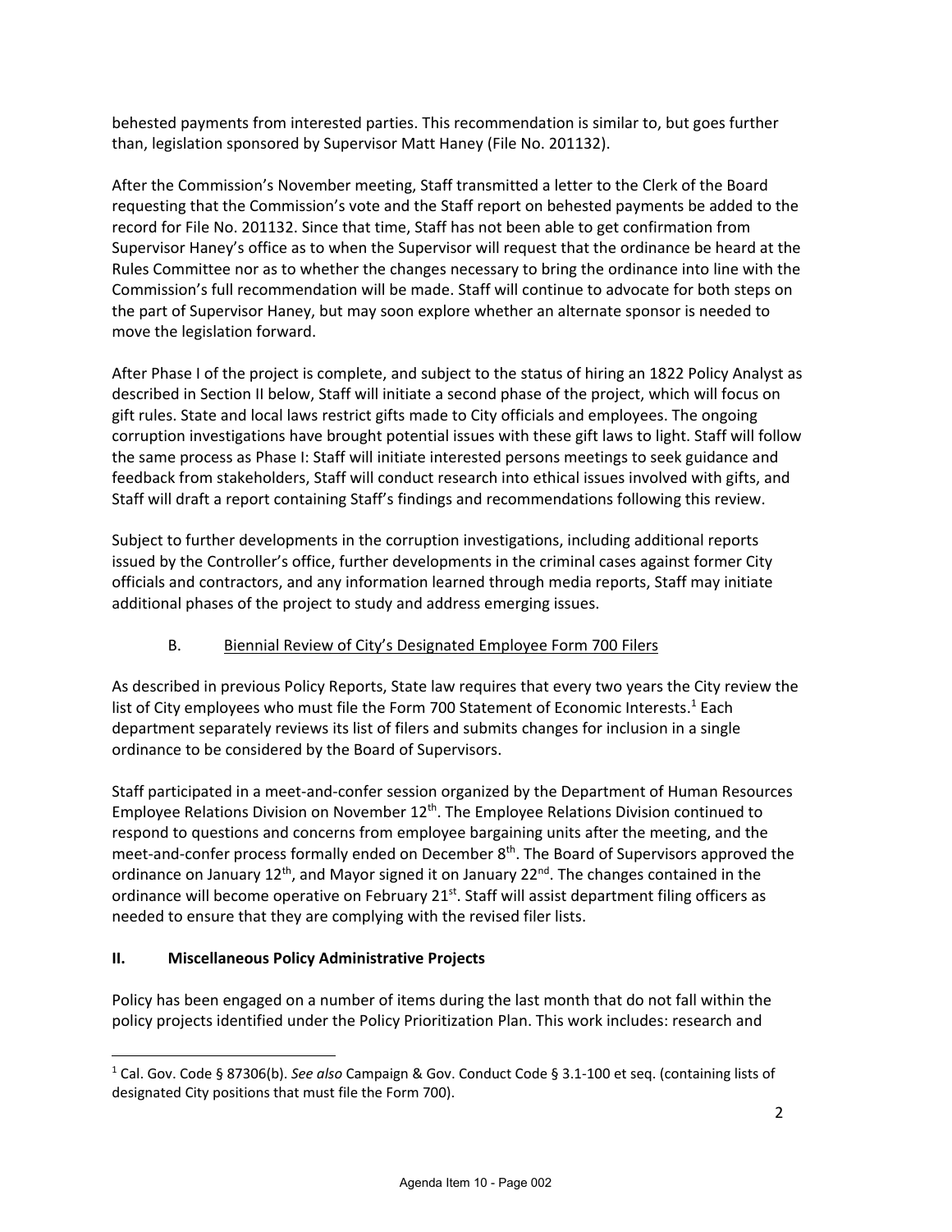behested payments from interested parties. This recommendation is similar to, but goes further than, legislation sponsored by Supervisor Matt Haney (File No. 201132).

After the Commission's November meeting, Staff transmitted a letter to the Clerk of the Board requesting that the Commission's vote and the Staff report on behested payments be added to the record for File No. 201132. Since that time, Staff has not been able to get confirmation from Supervisor Haney's office as to when the Supervisor will request that the ordinance be heard at the Rules Committee nor as to whether the changes necessary to bring the ordinance into line with the Commission's full recommendation will be made. Staff will continue to advocate for both steps on the part of Supervisor Haney, but may soon explore whether an alternate sponsor is needed to move the legislation forward.

After Phase I of the project is complete, and subject to the status of hiring an 1822 Policy Analyst as described in Section II below, Staff will initiate a second phase of the project, which will focus on gift rules. State and local laws restrict gifts made to City officials and employees. The ongoing corruption investigations have brought potential issues with these gift laws to light. Staff will follow the same process as Phase I: Staff will initiate interested persons meetings to seek guidance and feedback from stakeholders, Staff will conduct research into ethical issues involved with gifts, and Staff will draft a report containing Staff's findings and recommendations following this review.

Subject to further developments in the corruption investigations, including additional reports issued by the Controller's office, further developments in the criminal cases against former City officials and contractors, and any information learned through media reports, Staff may initiate additional phases of the project to study and address emerging issues.

### B. Biennial Review of City's Designated Employee Form 700 Filers

As described in previous Policy Reports, State law requires that every two years the City review the list of City employees who must file the Form 700 Statement of Economic Interests.[1] Each department separately reviews its list of filers and submits changes for inclusion in a single ordinance to be considered by the Board of Supervisors.

Staff participated in a meet-and-confer session organized by the Department of Human Resources Employee Relations Division on November 12th. The Employee Relations Division continued to respond to questions and concerns from employee bargaining units after the meeting, and the meet-and-confer process formally ended on December 8th. The Board of Supervisors approved the ordinance on January 12th, and Mayor signed it on January 22nd. The changes contained in the ordinance will become operative on February 21st. Staff will assist department filing officers as needed to ensure that they are complying with the revised filer lists.

## II. Miscellaneous Policy Administrative Projects

Policy has been engaged on a number of items during the last month that do not fall within the policy projects identified under the Policy Prioritization Plan. This work includes: research and

---

[1] Cal. Gov. Code § 87306(b). *See also* Campaign & Gov. Conduct Code § 3.1-100 et seq. (containing lists of designated City positions that must file the Form 700).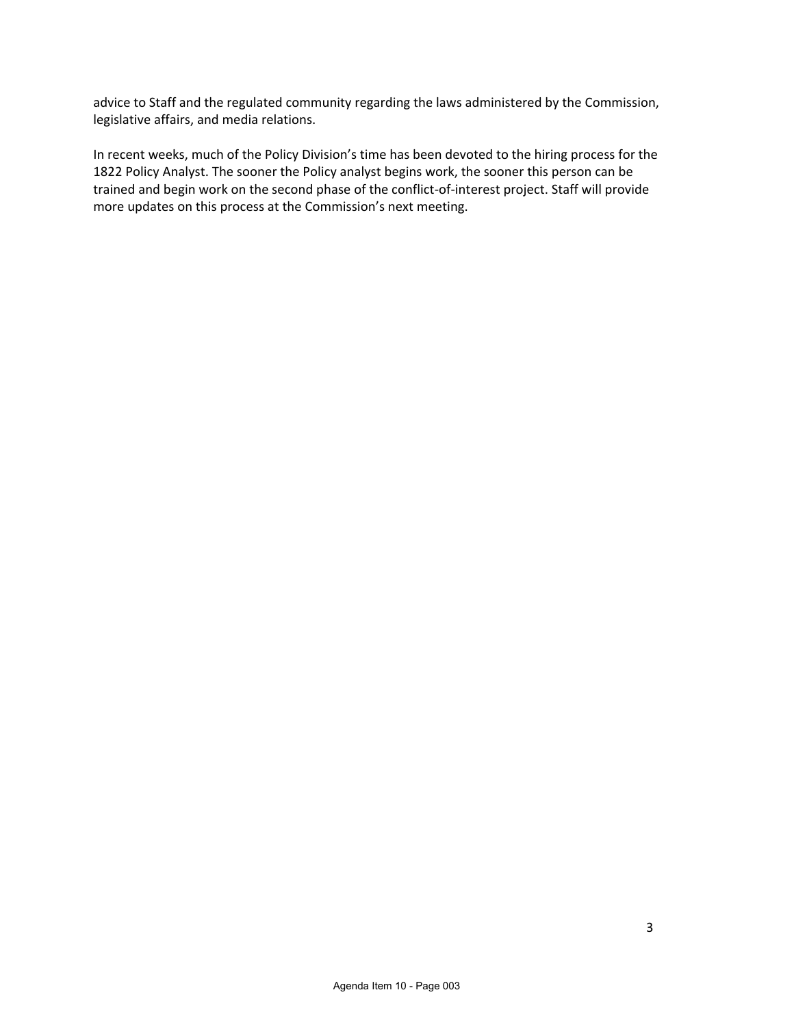advice to Staff and the regulated community regarding the laws administered by the Commission, legislative affairs, and media relations.

In recent weeks, much of the Policy Division's time has been devoted to the hiring process for the 1822 Policy Analyst. The sooner the Policy analyst begins work, the sooner this person can be trained and begin work on the second phase of the conflict-of-interest project. Staff will provide more updates on this process at the Commission's next meeting.